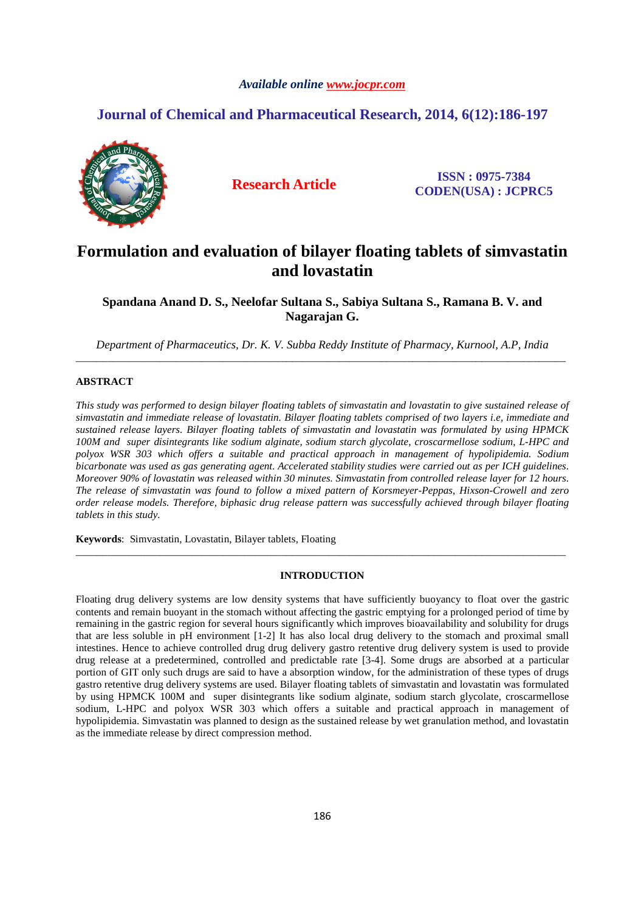Available online www.jocpr.com

# Journal of Chemical and Pharmaceutical Research, 2014, 6(12):186-197

**Research Article**

**ISSN : 0975-7384**
**CODEN(USA) : JCPRC5**

# Formulation and evaluation of bilayer floating tablets of simvastatin and lovastatin

**Spandana Anand D. S., Neelofar Sultana S., Sabiya Sultana S., Ramana B. V. and Nagarajan G.**

*Department of Pharmaceutics, Dr. K. V. Subba Reddy Institute of Pharmacy, Kurnool, A.P, India*

---

## ABSTRACT

*This study was performed to design bilayer floating tablets of simvastatin and lovastatin to give sustained release of simvastatin and immediate release of lovastatin. Bilayer floating tablets comprised of two layers i.e, immediate and sustained release layers. Bilayer floating tablets of simvastatin and lovastatin was formulated by using HPMCK 100M and super disintegrants like sodium alginate, sodium starch glycolate, croscarmellose sodium, L-HPC and polyox WSR 303 which offers a suitable and practical approach in management of hypolipidemia. Sodium bicarbonate was used as gas generating agent. Accelerated stability studies were carried out as per ICH guidelines. Moreover 90% of lovastatin was released within 30 minutes. Simvastatin from controlled release layer for 12 hours. The release of simvastatin was found to follow a mixed pattern of Korsmeyer-Peppas, Hixson-Crowell and zero order release models. Therefore, biphasic drug release pattern was successfully achieved through bilayer floating tablets in this study.*

**Keywords**: Simvastatin, Lovastatin, Bilayer tablets, Floating

---

## INTRODUCTION

Floating drug delivery systems are low density systems that have sufficiently buoyancy to float over the gastric contents and remain buoyant in the stomach without affecting the gastric emptying for a prolonged period of time by remaining in the gastric region for several hours significantly which improves bioavailability and solubility for drugs that are less soluble in pH environment [1-2] It has also local drug delivery to the stomach and proximal small intestines. Hence to achieve controlled drug drug delivery gastro retentive drug delivery system is used to provide drug release at a predetermined, controlled and predictable rate [3-4]. Some drugs are absorbed at a particular portion of GIT only such drugs are said to have a absorption window, for the administration of these types of drugs gastro retentive drug delivery systems are used. Bilayer floating tablets of simvastatin and lovastatin was formulated by using HPMCK 100M and super disintegrants like sodium alginate, sodium starch glycolate, croscarmellose sodium, L-HPC and polyox WSR 303 which offers a suitable and practical approach in management of hypolipidemia. Simvastatin was planned to design as the sustained release by wet granulation method, and lovastatin as the immediate release by direct compression method.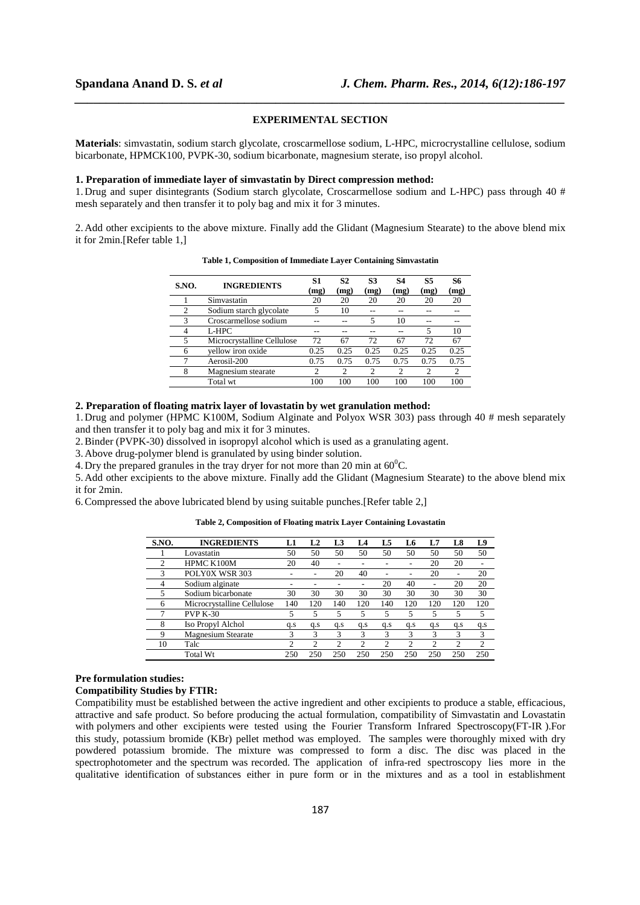## EXPERIMENTAL SECTION

**Materials**: simvastatin, sodium starch glycolate, croscarmellose sodium, L-HPC, microcrystalline cellulose, sodium bicarbonate, HPMCK100, PVPK-30, sodium bicarbonate, magnesium sterate, iso propyl alcohol.

### 1. Preparation of immediate layer of simvastatin by Direct compression method:

1. Drug and super disintegrants (Sodium starch glycolate, Croscarmellose sodium and L-HPC) pass through 40 # mesh separately and then transfer it to poly bag and mix it for 3 minutes.

2. Add other excipients to the above mixture. Finally add the Glidant (Magnesium Stearate) to the above blend mix it for 2min.[Refer table 1,]

**Table 1, Composition of Immediate Layer Containing Simvastatin**

| S.NO. | INGREDIENTS | S1 (mg) | S2 (mg) | S3 (mg) | S4 (mg) | S5 (mg) | S6 (mg) |
|---|---|---|---|---|---|---|---|
| 1 | Simvastatin | 20 | 20 | 20 | 20 | 20 | 20 |
| 2 | Sodium starch glycolate | 5 | 10 | -- | -- | -- | -- |
| 3 | Croscarmellose sodium | -- | -- | 5 | 10 | -- | -- |
| 4 | L-HPC | -- | -- | -- | -- | 5 | 10 |
| 5 | Microcrystalline Cellulose | 72 | 67 | 72 | 67 | 72 | 67 |
| 6 | yellow iron oxide | 0.25 | 0.25 | 0.25 | 0.25 | 0.25 | 0.25 |
| 7 | Aerosil-200 | 0.75 | 0.75 | 0.75 | 0.75 | 0.75 | 0.75 |
| 8 | Magnesium stearate | 2 | 2 | 2 | 2 | 2 | 2 |
| | Total wt | 100 | 100 | 100 | 100 | 100 | 100 |

### 2. Preparation of floating matrix layer of lovastatin by wet granulation method:

1. Drug and polymer (HPMC K100M, Sodium Alginate and Polyox WSR 303) pass through 40 # mesh separately and then transfer it to poly bag and mix it for 3 minutes.
2. Binder (PVPK-30) dissolved in isopropyl alcohol which is used as a granulating agent.
3. Above drug-polymer blend is granulated by using binder solution.
4. Dry the prepared granules in the tray dryer for not more than 20 min at $60^0$C.
5. Add other excipients to the above mixture. Finally add the Glidant (Magnesium Stearate) to the above blend mix it for 2min.
6. Compressed the above lubricated blend by using suitable punches.[Refer table 2,]

**Table 2, Composition of Floating matrix Layer Containing Lovastatin**

| S.NO. | INGREDIENTS | L1 | L2 | L3 | L4 | L5 | L6 | L7 | L8 | L9 |
|---|---|---|---|---|---|---|---|---|---|---|
| 1 | Lovastatin | 50 | 50 | 50 | 50 | 50 | 50 | 50 | 50 | 50 |
| 2 | HPMC K100M | 20 | 40 | - | - | - | - | 20 | 20 | - |
| 3 | POLY0X WSR 303 | - | - | 20 | 40 | - | - | 20 | - | 20 |
| 4 | Sodium alginate | - | - | - | - | 20 | 40 | - | 20 | 20 |
| 5 | Sodium bicarbonate | 30 | 30 | 30 | 30 | 30 | 30 | 30 | 30 | 30 |
| 6 | Microcrystalline Cellulose | 140 | 120 | 140 | 120 | 140 | 120 | 120 | 120 | 120 |
| 7 | PVP K-30 | 5 | 5 | 5 | 5 | 5 | 5 | 5 | 5 | 5 |
| 8 | Iso Propyl Alchol | q.s | q.s | q.s | q.s | q.s | q.s | q.s | q.s | q.s |
| 9 | Magnesium Stearate | 3 | 3 | 3 | 3 | 3 | 3 | 3 | 3 | 3 |
| 10 | Talc | 2 | 2 | 2 | 2 | 2 | 2 | 2 | 2 | 2 |
| | Total Wt | 250 | 250 | 250 | 250 | 250 | 250 | 250 | 250 | 250 |

**Pre formulation studies:**

**Compatibility Studies by FTIR:**

Compatibility must be established between the active ingredient and other excipients to produce a stable, efficacious, attractive and safe product. So before producing the actual formulation, compatibility of Simvastatin and Lovastatin with polymers and other excipients were tested using the Fourier Transform Infrared Spectroscopy(FT-IR ).For this study, potassium bromide (KBr) pellet method was employed. The samples were thoroughly mixed with dry powdered potassium bromide. The mixture was compressed to form a disc. The disc was placed in the spectrophotometer and the spectrum was recorded. The application of infra-red spectroscopy lies more in the qualitative identification of substances either in pure form or in the mixtures and as a tool in establishment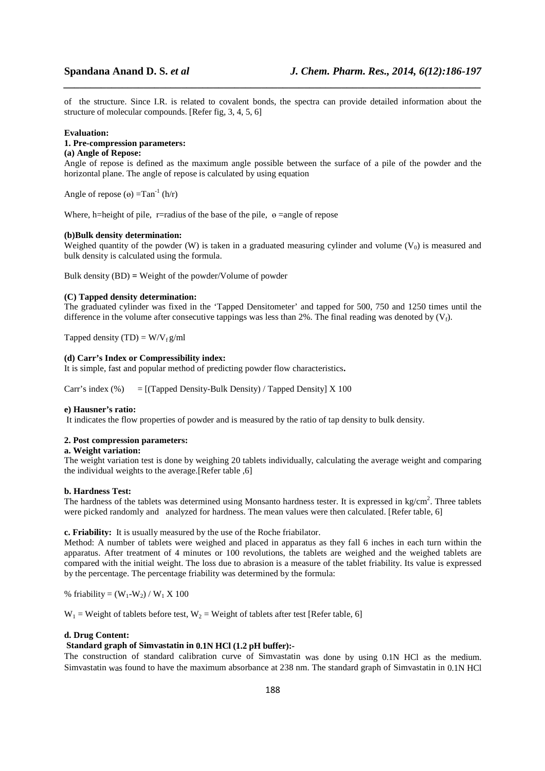of the structure. Since I.R. is related to covalent bonds, the spectra can provide detailed information about the structure of molecular compounds. [Refer fig, 3, 4, 5, 6]

**Evaluation:**

**1. Pre-compression parameters:**

**(a) Angle of Repose:**

Angle of repose is defined as the maximum angle possible between the surface of a pile of the powder and the horizontal plane. The angle of repose is calculated by using equation

Angle of repose ($\theta$) $= \tan^{-1}(h/r)$

Where, h=height of pile, r=radius of the base of the pile, $\theta$ =angle of repose

**(b)Bulk density determination:**

Weighed quantity of the powder (W) is taken in a graduated measuring cylinder and volume ($V_0$) is measured and bulk density is calculated using the formula.

Bulk density (BD) **=** Weight of the powder/Volume of powder

**(C) Tapped density determination:**

The graduated cylinder was fixed in the 'Tapped Densitometer' and tapped for 500, 750 and 1250 times until the difference in the volume after consecutive tappings was less than 2%. The final reading was denoted by ($V_f$).

Tapped density (TD) = $W/V_f$ g/ml

**(d) Carr's Index or Compressibility index:**

It is simple, fast and popular method of predicting powder flow characteristics**.**

Carr's index (%) = [(Tapped Density-Bulk Density) / Tapped Density] X 100

**e) Hausner's ratio:**

It indicates the flow properties of powder and is measured by the ratio of tap density to bulk density.

**2. Post compression parameters:**

**a. Weight variation:**

The weight variation test is done by weighing 20 tablets individually, calculating the average weight and comparing the individual weights to the average.[Refer table ,6]

**b. Hardness Test:**

The hardness of the tablets was determined using Monsanto hardness tester. It is expressed in $kg/cm^2$. Three tablets were picked randomly and analyzed for hardness. The mean values were then calculated. [Refer table, 6]

**c. Friability:** It is usually measured by the use of the Roche friabilator.

Method: A number of tablets were weighed and placed in apparatus as they fall 6 inches in each turn within the apparatus. After treatment of 4 minutes or 100 revolutions, the tablets are weighed and the weighed tablets are compared with the initial weight. The loss due to abrasion is a measure of the tablet friability. Its value is expressed by the percentage. The percentage friability was determined by the formula:

% friability = $(W_1-W_2) / W_1$ X 100

$W_1$ = Weight of tablets before test, $W_2$ = Weight of tablets after test [Refer table, 6]

**d. Drug Content:**

**Standard graph of Simvastatin in 0.1N HCl (1.2 pH buffer):-**

The construction of standard calibration curve of Simvastatin was done by using 0.1N HCl as the medium. Simvastatin was found to have the maximum absorbance at 238 nm. The standard graph of Simvastatin in 0.1N HCl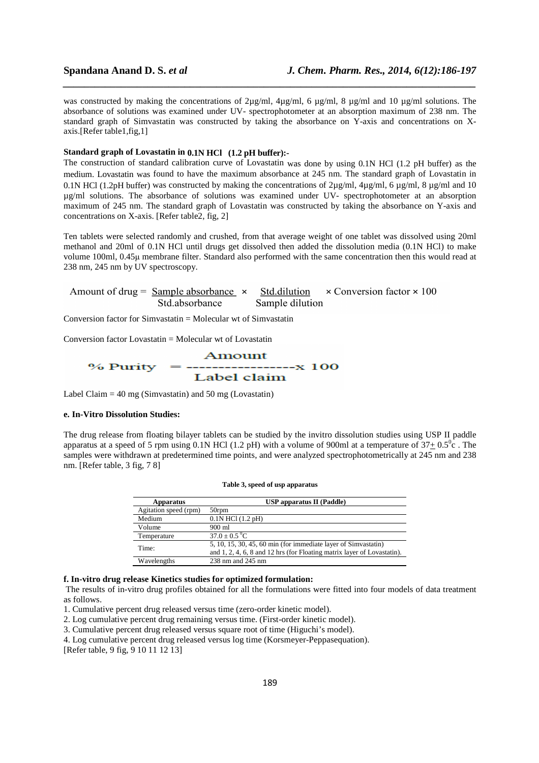was constructed by making the concentrations of 2µg/ml, 4µg/ml, 6 µg/ml, 8 µg/ml and 10 µg/ml solutions. The absorbance of solutions was examined under UV- spectrophotometer at an absorption maximum of 238 nm. The standard graph of Simvastatin was constructed by taking the absorbance on Y-axis and concentrations on X-axis.[Refer table1,fig,1]

**Standard graph of Lovastatin in 0.1N HCl (1.2 pH buffer):-**

The construction of standard calibration curve of Lovastatin was done by using 0.1N HCl (1.2 pH buffer) as the medium. Lovastatin was found to have the maximum absorbance at 245 nm. The standard graph of Lovastatin in 0.1N HCl (1.2pH buffer) was constructed by making the concentrations of 2µg/ml, 4µg/ml, 6 µg/ml, 8 µg/ml and 10 µg/ml solutions. The absorbance of solutions was examined under UV- spectrophotometer at an absorption maximum of 245 nm. The standard graph of Lovastatin was constructed by taking the absorbance on Y-axis and concentrations on X-axis. [Refer table2, fig, 2]

Ten tablets were selected randomly and crushed, from that average weight of one tablet was dissolved using 20ml methanol and 20ml of 0.1N HCl until drugs get dissolved then added the dissolution media (0.1N HCl) to make volume 100ml, 0.45µ membrane filter. Standard also performed with the same concentration then this would read at 238 nm, 245 nm by UV spectroscopy.

$$\text{Amount of drug} = \frac{\text{Sample absorbance}}{\text{Std.absorbance}} \times \frac{\text{Std.dilution}}{\text{Sample dilution}} \times \text{Conversion factor} \times 100$$

Conversion factor for Simvastatin = Molecular wt of Simvastatin

Conversion factor Lovastatin = Molecular wt of Lovastatin

$$\%\ \text{Purity} = \frac{\text{Amount}}{\text{Label claim}} \times 100$$

Label Claim = 40 mg (Simvastatin) and 50 mg (Lovastatin)

**e. In-Vitro Dissolution Studies:**

The drug release from floating bilayer tablets can be studied by the invitro dissolution studies using USP II paddle apparatus at a speed of 5 rpm using 0.1N HCl (1.2 pH) with a volume of 900ml at a temperature of $37 \pm 0.5^0c$ . The samples were withdrawn at predetermined time points, and were analyzed spectrophotometrically at 245 nm and 238 nm. [Refer table, 3 fig, 7 8]

**Table 3, speed of usp apparatus**

| Apparatus | USP apparatus II (Paddle) |
|---|---|
| Agitation speed (rpm) | 50rpm |
| Medium | 0.1N HCl (1.2 pH) |
| Volume | 900 ml |
| Temperature | $37.0 \pm 0.5\ ^0C$ |
| Time: | 5, 10, 15, 30, 45, 60 min (for immediate layer of Simvastatin) and 1, 2, 4, 6, 8 and 12 hrs (for Floating matrix layer of Lovastatin). |
| Wavelengths | 238 nm and 245 nm |

**f. In-vitro drug release Kinetics studies for optimized formulation:**

The results of in-vitro drug profiles obtained for all the formulations were fitted into four models of data treatment as follows.

1. Cumulative percent drug released versus time (zero-order kinetic model).
2. Log cumulative percent drug remaining versus time. (First-order kinetic model).
3. Cumulative percent drug released versus square root of time (Higuchi's model).
4. Log cumulative percent drug released versus log time (Korsmeyer-Peppasequation).

[Refer table, 9 fig, 9 10 11 12 13]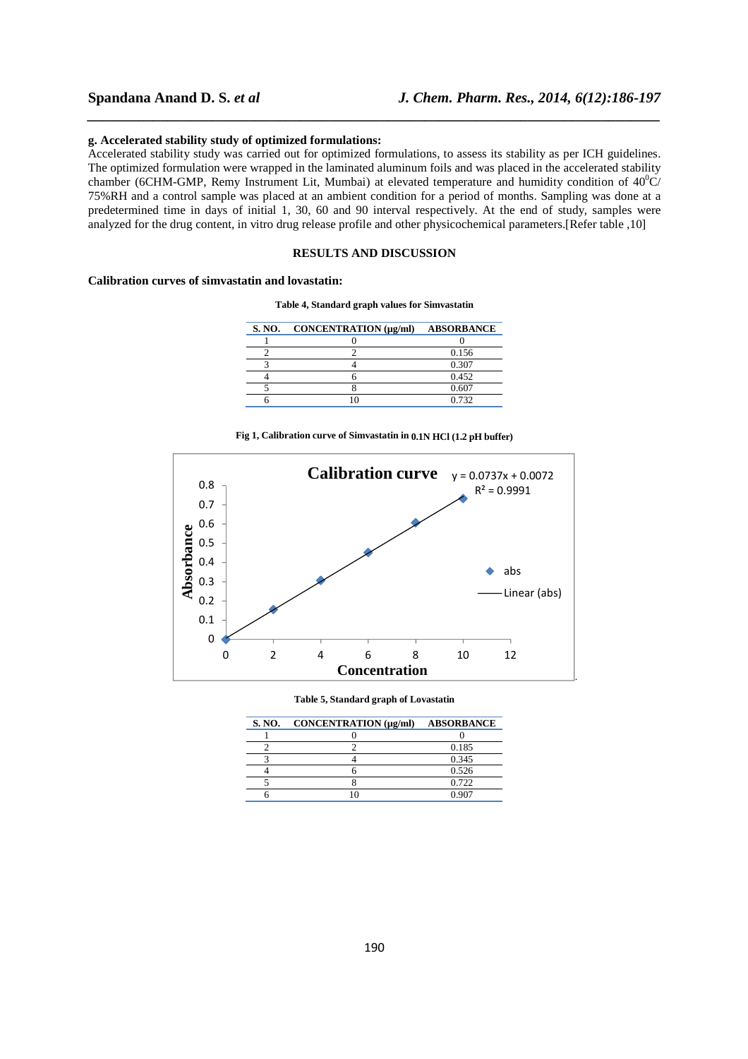**g. Accelerated stability study of optimized formulations:**

Accelerated stability study was carried out for optimized formulations, to assess its stability as per ICH guidelines. The optimized formulation were wrapped in the laminated aluminum foils and was placed in the accelerated stability chamber (6CHM-GMP, Remy Instrument Lit, Mumbai) at elevated temperature and humidity condition of $40^0$C/ 75%RH and a control sample was placed at an ambient condition for a period of months. Sampling was done at a predetermined time in days of initial 1, 30, 60 and 90 interval respectively. At the end of study, samples were analyzed for the drug content, in vitro drug release profile and other physicochemical parameters.[Refer table ,10]

## RESULTS AND DISCUSSION

### Calibration curves of simvastatin and lovastatin:

**Table 4, Standard graph values for Simvastatin**

| S. NO. | CONCENTRATION (µg/ml) | ABSORBANCE |
|---|---|---|
| 1 | 0 | 0 |
| 2 | 2 | 0.156 |
| 3 | 4 | 0.307 |
| 4 | 6 | 0.452 |
| 5 | 8 | 0.607 |
| 6 | 10 | 0.732 |

**Fig 1, Calibration curve of Simvastatin in 0.1N HCl (1.2 pH buffer)**

Calibration curve

$y = 0.0737x + 0.0072$

$R^2 = 0.9991$

**Table 5, Standard graph of Lovastatin**

| S. NO. | CONCENTRATION (µg/ml) | ABSORBANCE |
|---|---|---|
| 1 | 0 | 0 |
| 2 | 2 | 0.185 |
| 3 | 4 | 0.345 |
| 4 | 6 | 0.526 |
| 5 | 8 | 0.722 |
| 6 | 10 | 0.907 |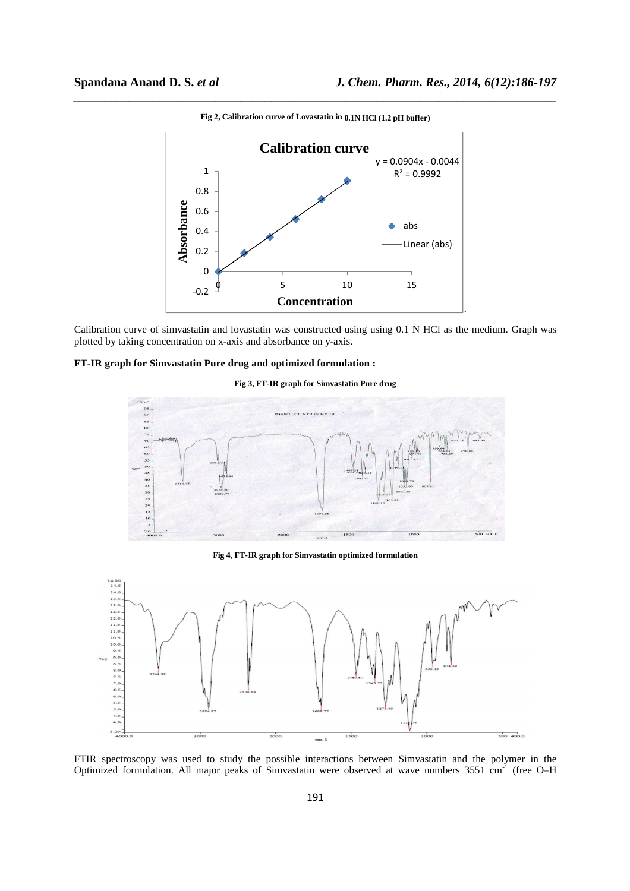**Fig 2, Calibration curve of Lovastatin in 0.1N HCl (1.2 pH buffer)**

Calibration curve of simvastatin and lovastatin was constructed using using 0.1 N HCl as the medium. Graph was plotted by taking concentration on x-axis and absorbance on y-axis.

**FT-IR graph for Simvastatin Pure drug and optimized formulation :**

**Fig 3, FT-IR graph for Simvastatin Pure drug**

**Fig 4, FT-IR graph for Simvastatin optimized formulation**

FTIR spectroscopy was used to study the possible interactions between Simvastatin and the polymer in the Optimized formulation. All major peaks of Simvastatin were observed at wave numbers 3551 $cm^{-1}$ (free O–H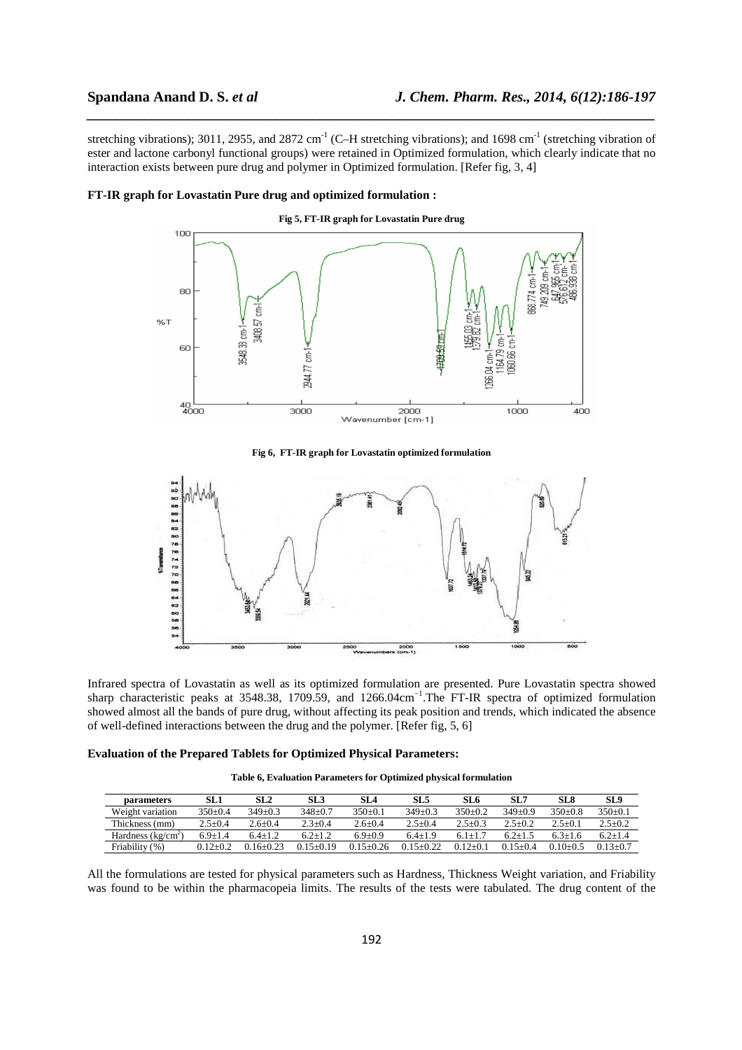stretching vibrations); 3011, 2955, and 2872 $cm^{-1}$ (C–H stretching vibrations); and 1698 $cm^{-1}$ (stretching vibration of ester and lactone carbonyl functional groups) were retained in Optimized formulation, which clearly indicate that no interaction exists between pure drug and polymer in Optimized formulation. [Refer fig, 3, 4]

**FT-IR graph for Lovastatin Pure drug and optimized formulation :**

**Fig 5, FT-IR graph for Lovastatin Pure drug**

**Fig 6, FT-IR graph for Lovastatin optimized formulation**

Infrared spectra of Lovastatin as well as its optimized formulation are presented. Pure Lovastatin spectra showed sharp characteristic peaks at 3548.38, 1709.59, and 1266.04$cm^{-1}$.The FT-IR spectra of optimized formulation showed almost all the bands of pure drug, without affecting its peak position and trends, which indicated the absence of well-defined interactions between the drug and the polymer. [Refer fig, 5, 6]

**Evaluation of the Prepared Tablets for Optimized Physical Parameters:**

**Table 6, Evaluation Parameters for Optimized physical formulation**

| parameters | SL1 | SL2 | SL3 | SL4 | SL5 | SL6 | SL7 | SL8 | SL9 |
|---|---|---|---|---|---|---|---|---|---|
| Weight variation | 350±0.4 | 349±0.3 | 348±0.7 | 350±0.1 | 349±0.3 | 350±0.2 | 349±0.9 | 350±0.8 | 350±0.1 |
| Thickness (mm) | 2.5±0.4 | 2.6±0.4 | 2.3±0.4 | 2.6±0.4 | 2.5±0.4 | 2.5±0.3 | 2.5±0.2 | 2.5±0.1 | 2.5±0.2 |
| Hardness ($kg/cm^2$) | 6.9±1.4 | 6.4±1.2 | 6.2±1.2 | 6.9±0.9 | 6.4±1.9 | 6.1±1.7 | 6.2±1.5 | 6.3±1.6 | 6.2±1.4 |
| Friability (%) | 0.12±0.2 | 0.16±0.23 | 0.15±0.19 | 0.15±0.26 | 0.15±0.22 | 0.12±0.1 | 0.15±0.4 | 0.10±0.5 | 0.13±0.7 |

All the formulations are tested for physical parameters such as Hardness, Thickness Weight variation, and Friability was found to be within the pharmacopeia limits. The results of the tests were tabulated. The drug content of the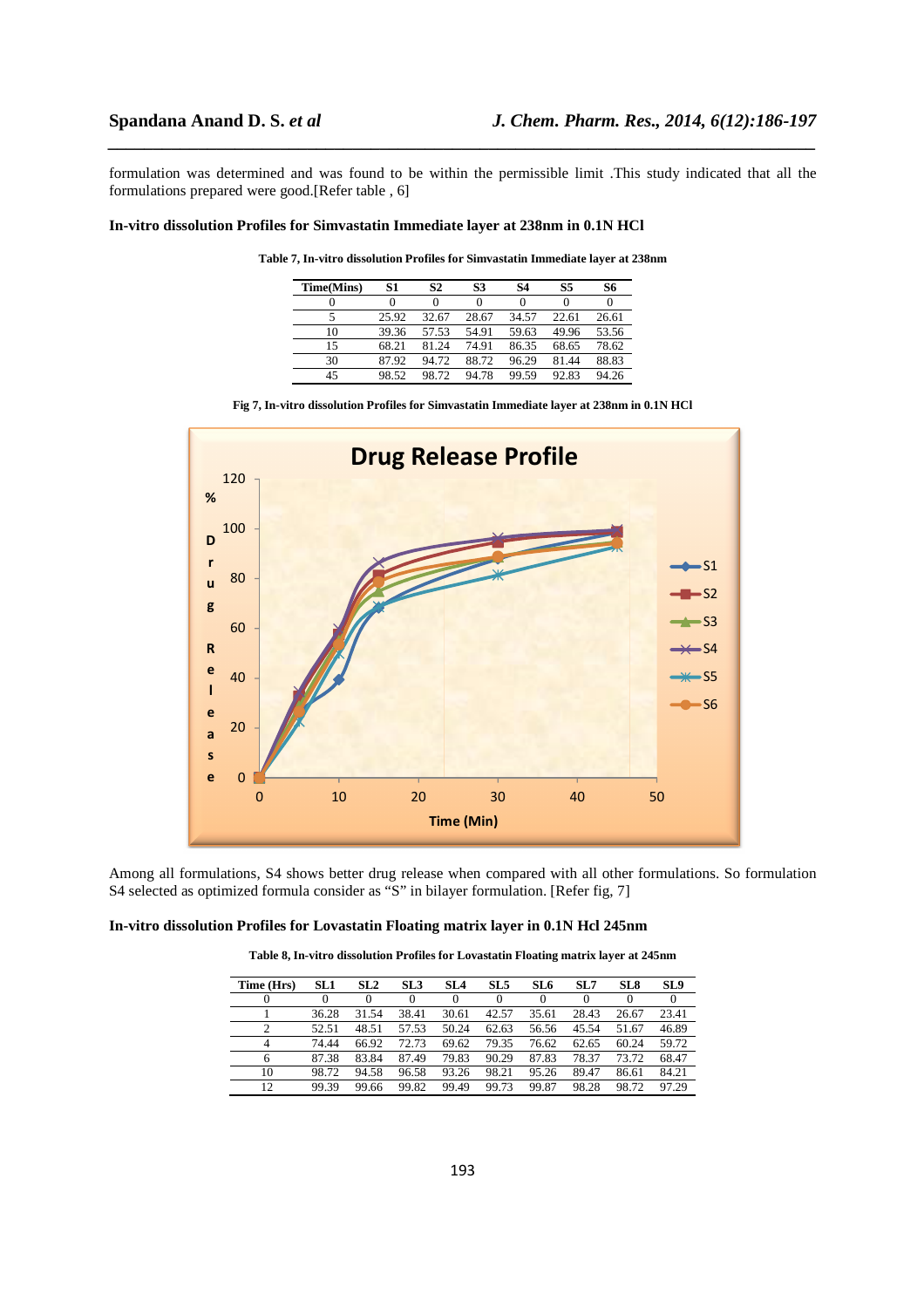formulation was determined and was found to be within the permissible limit .This study indicated that all the formulations prepared were good.[Refer table , 6]

**In-vitro dissolution Profiles for Simvastatin Immediate layer at 238nm in 0.1N HCl**

**Table 7, In-vitro dissolution Profiles for Simvastatin Immediate layer at 238nm**

| Time(Mins) | S1 | S2 | S3 | S4 | S5 | S6 |
|---|---|---|---|---|---|---|
| 0 | 0 | 0 | 0 | 0 | 0 | 0 |
| 5 | 25.92 | 32.67 | 28.67 | 34.57 | 22.61 | 26.61 |
| 10 | 39.36 | 57.53 | 54.91 | 59.63 | 49.96 | 53.56 |
| 15 | 68.21 | 81.24 | 74.91 | 86.35 | 68.65 | 78.62 |
| 30 | 87.92 | 94.72 | 88.72 | 96.29 | 81.44 | 88.83 |
| 45 | 98.52 | 98.72 | 94.78 | 99.59 | 92.83 | 94.26 |

**Fig 7, In-vitro dissolution Profiles for Simvastatin Immediate layer at 238nm in 0.1N HCl**

Among all formulations, S4 shows better drug release when compared with all other formulations. So formulation S4 selected as optimized formula consider as "S" in bilayer formulation. [Refer fig, 7]

**In-vitro dissolution Profiles for Lovastatin Floating matrix layer in 0.1N Hcl 245nm**

**Table 8, In-vitro dissolution Profiles for Lovastatin Floating matrix layer at 245nm**

| Time (Hrs) | SL1 | SL2 | SL3 | SL4 | SL5 | SL6 | SL7 | SL8 | SL9 |
|---|---|---|---|---|---|---|---|---|---|
| 0 | 0 | 0 | 0 | 0 | 0 | 0 | 0 | 0 | 0 |
| 1 | 36.28 | 31.54 | 38.41 | 30.61 | 42.57 | 35.61 | 28.43 | 26.67 | 23.41 |
| 2 | 52.51 | 48.51 | 57.53 | 50.24 | 62.63 | 56.56 | 45.54 | 51.67 | 46.89 |
| 4 | 74.44 | 66.92 | 72.73 | 69.62 | 79.35 | 76.62 | 62.65 | 60.24 | 59.72 |
| 6 | 87.38 | 83.84 | 87.49 | 79.83 | 90.29 | 87.83 | 78.37 | 73.72 | 68.47 |
| 10 | 98.72 | 94.58 | 96.58 | 93.26 | 98.21 | 95.26 | 89.47 | 86.61 | 84.21 |
| 12 | 99.39 | 99.66 | 99.82 | 99.49 | 99.73 | 99.87 | 98.28 | 98.72 | 97.29 |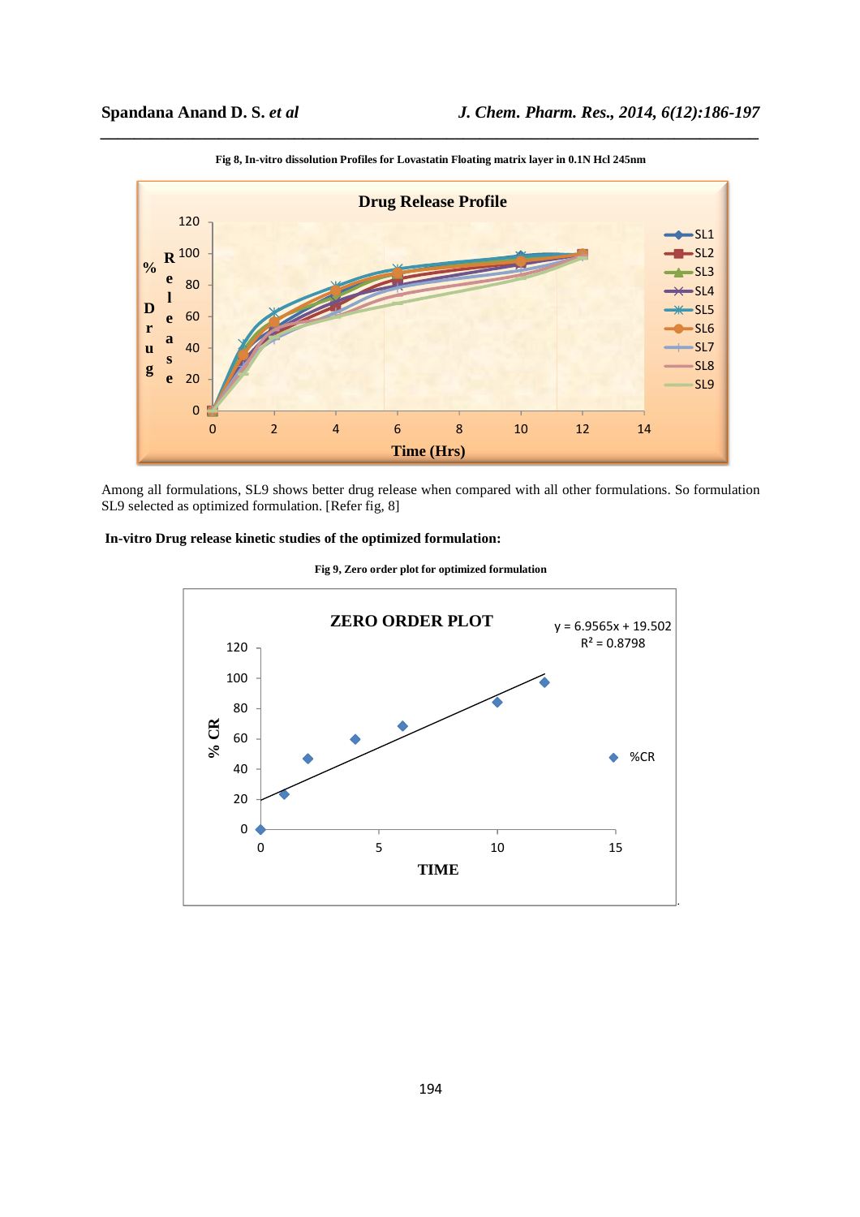Fig 8, In-vitro dissolution Profiles for Lovastatin Floating matrix layer in 0.1N Hcl 245nm

Among all formulations, SL9 shows better drug release when compared with all other formulations. So formulation SL9 selected as optimized formulation. [Refer fig, 8]

**In-vitro Drug release kinetic studies of the optimized formulation:**

Fig 9, Zero order plot for optimized formulation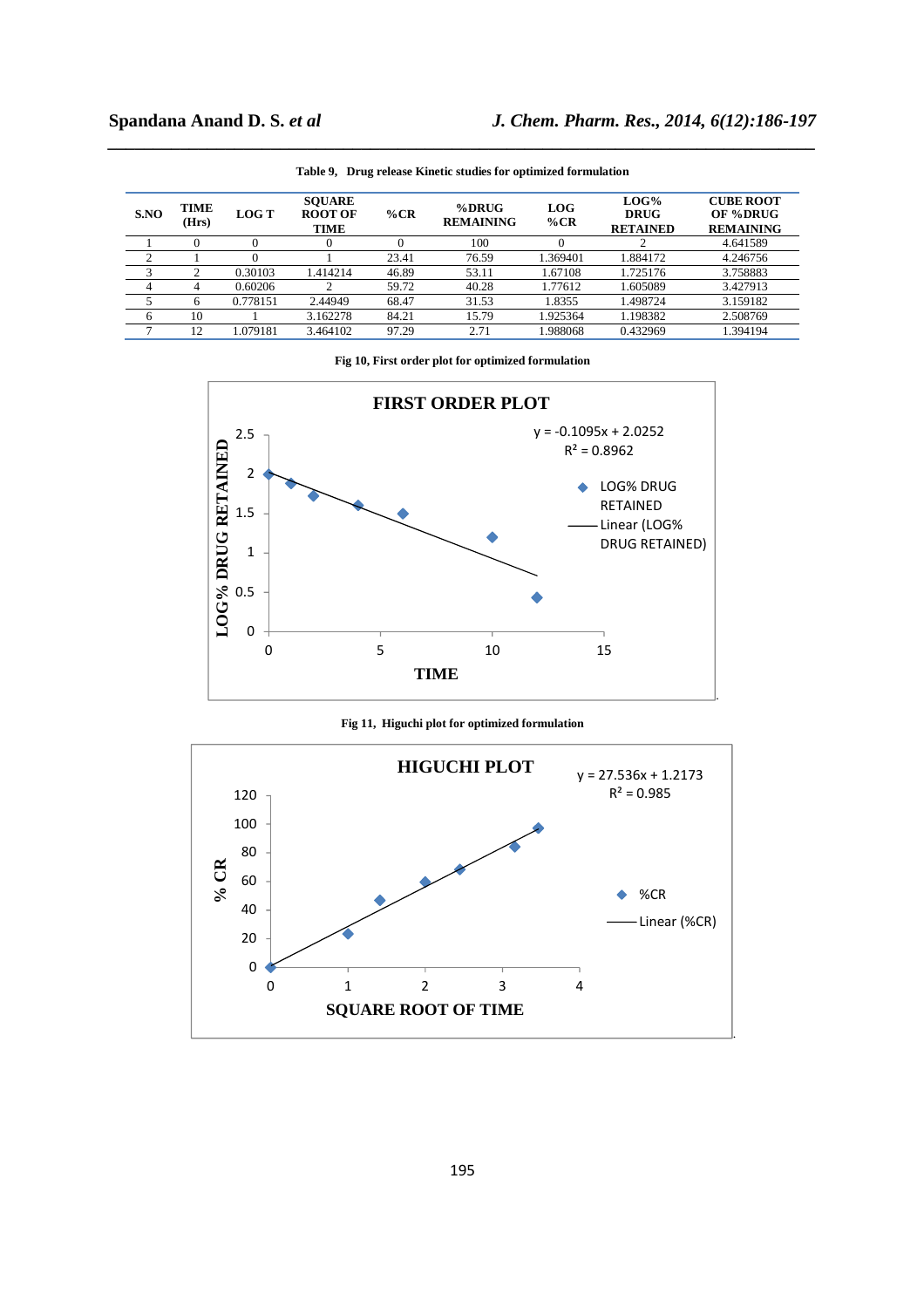**Table 9, Drug release Kinetic studies for optimized formulation**

| S.NO | TIME (Hrs) | LOG T | SQUARE ROOT OF TIME | %CR | %DRUG REMAINING | LOG %CR | LOG% DRUG RETAINED | CUBE ROOT OF %DRUG REMAINING |
|---|---|---|---|---|---|---|---|---|
| 1 | 0 | 0 | 0 | 0 | 100 | 0 | 2 | 4.641589 |
| 2 | 1 | 0 | 1 | 23.41 | 76.59 | 1.369401 | 1.884172 | 4.246756 |
| 3 | 2 | 0.30103 | 1.414214 | 46.89 | 53.11 | 1.67108 | 1.725176 | 3.758883 |
| 4 | 4 | 0.60206 | 2 | 59.72 | 40.28 | 1.77612 | 1.605089 | 3.427913 |
| 5 | 6 | 0.778151 | 2.44949 | 68.47 | 31.53 | 1.8355 | 1.498724 | 3.159182 |
| 6 | 10 | 1 | 3.162278 | 84.21 | 15.79 | 1.925364 | 1.198382 | 2.508769 |
| 7 | 12 | 1.079181 | 3.464102 | 97.29 | 2.71 | 1.988068 | 0.432969 | 1.394194 |

**Fig 10, First order plot for optimized formulation**

**Fig 11, Higuchi plot for optimized formulation**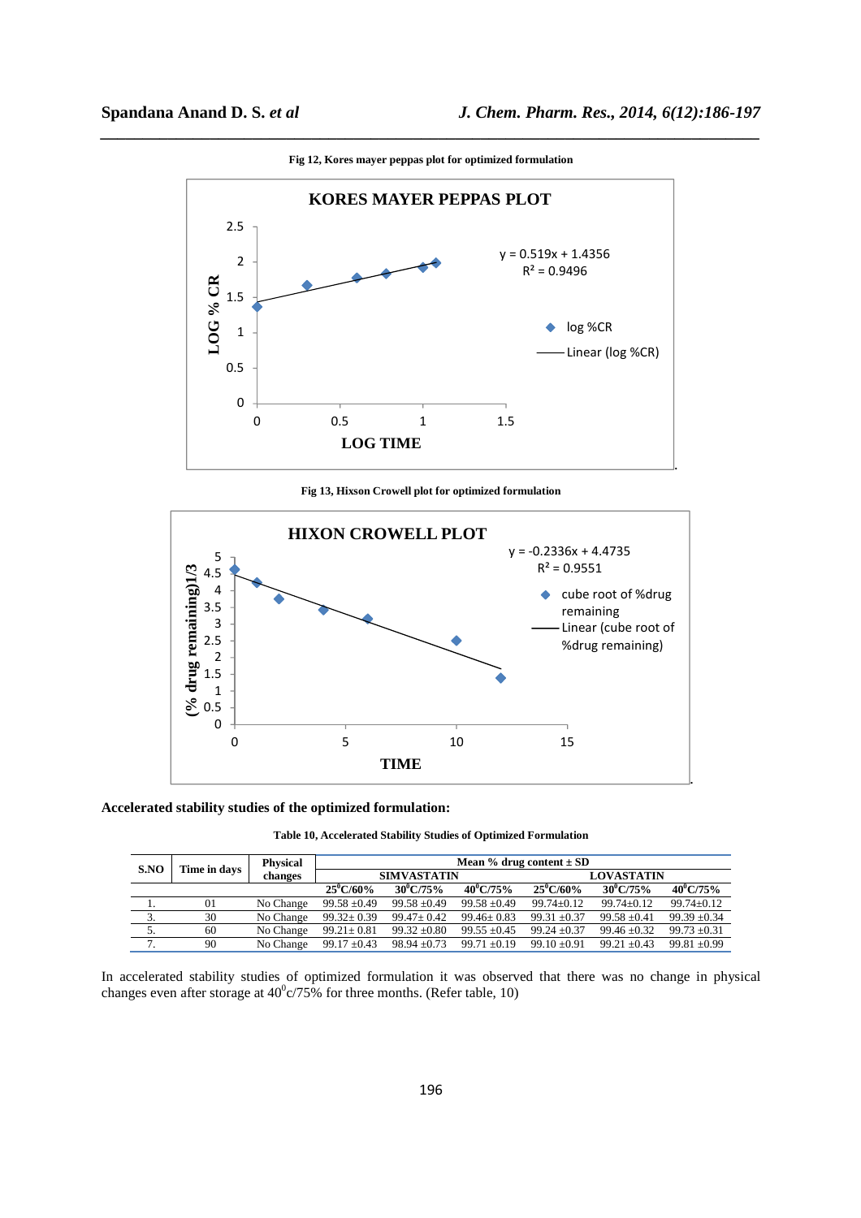Fig 12, Kores mayer peppas plot for optimized formulation

Fig 13, Hixson Crowell plot for optimized formulation

**Accelerated stability studies of the optimized formulation:**

Table 10, Accelerated Stability Studies of Optimized Formulation

| S.NO | Time in days | Physical changes | Mean % drug content ± SD | | | | | |
|---|---|---|---|---|---|---|---|---|
| | | | SIMVASTATIN | | | LOVASTATIN | | |
| | | | $25^0C/60\%$ | $30^0C/75\%$ | $40^0C/75\%$ | $25^0C/60\%$ | $30^0C/75\%$ | $40^0C/75\%$ |
| 1. | 01 | No Change | 99.58 ±0.49 | 99.58 ±0.49 | 99.58 ±0.49 | 99.74±0.12 | 99.74±0.12 | 99.74±0.12 |
| 3. | 30 | No Change | 99.32± 0.39 | 99.47± 0.42 | 99.46± 0.83 | 99.31 ±0.37 | 99.58 ±0.41 | 99.39 ±0.34 |
| 5. | 60 | No Change | 99.21± 0.81 | 99.32 ±0.80 | 99.55 ±0.45 | 99.24 ±0.37 | 99.46 ±0.32 | 99.73 ±0.31 |
| 7. | 90 | No Change | 99.17 ±0.43 | 98.94 ±0.73 | 99.71 ±0.19 | 99.10 ±0.91 | 99.21 ±0.43 | 99.81 ±0.99 |

In accelerated stability studies of optimized formulation it was observed that there was no change in physical changes even after storage at $40^0c/75\%$ for three months. (Refer table, 10)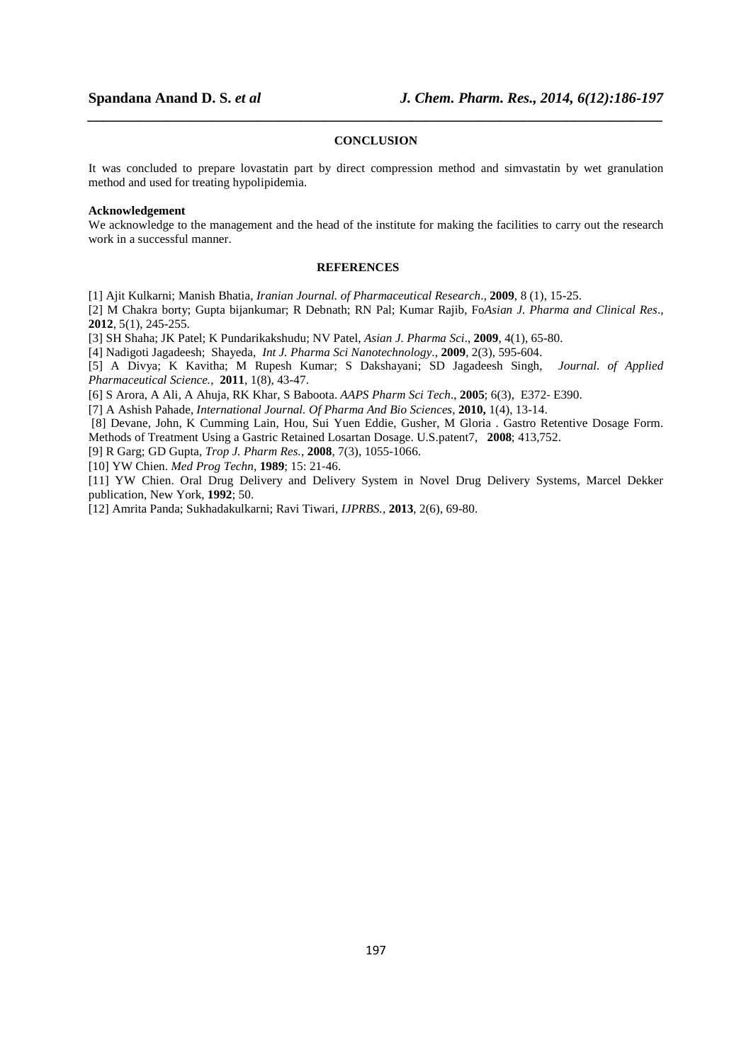## CONCLUSION

It was concluded to prepare lovastatin part by direct compression method and simvastatin by wet granulation method and used for treating hypolipidemia.

### Acknowledgement

We acknowledge to the management and the head of the institute for making the facilities to carry out the research work in a successful manner.

## REFERENCES

[1] Ajit Kulkarni; Manish Bhatia, *Iranian Journal. of Pharmaceutical Research.*, **2009**, 8 (1), 15-25.

[2] M Chakra borty; Gupta bijankumar; R Debnath; RN Pal; Kumar Rajib, Fo*Asian J. Pharma and Clinical Res*., **2012**, 5(1), 245-255.

[3] SH Shaha; JK Patel; K Pundarikakshudu; NV Patel, *Asian J. Pharma Sci*., **2009**, 4(1), 65-80.

[4] Nadigoti Jagadeesh; Shayeda, *Int J. Pharma Sci Nanotechnology.*, **2009**, 2(3), 595-604.

[5] A Divya; K Kavitha; M Rupesh Kumar; S Dakshayani; SD Jagadeesh Singh, *Journal. of Applied Pharmaceutical Science.*, **2011**, 1(8), 43-47.

[6] S Arora, A Ali, A Ahuja, RK Khar, S Baboota. *AAPS Pharm Sci Tech*., **2005**; 6(3), E372- E390.

[7] A Ashish Pahade, *International Journal. Of Pharma And Bio Sciences*, **2010,** 1(4), 13-14.

[8] Devane, John, K Cumming Lain, Hou, Sui Yuen Eddie, Gusher, M Gloria . Gastro Retentive Dosage Form. Methods of Treatment Using a Gastric Retained Losartan Dosage. U.S.patent7, **2008**; 413,752.

[9] R Garg; GD Gupta, *Trop J. Pharm Res.*, **2008**, 7(3), 1055-1066.

[10] YW Chien. *Med Prog Techn*, **1989**; 15: 21-46.

[11] YW Chien. Oral Drug Delivery and Delivery System in Novel Drug Delivery Systems, Marcel Dekker publication, New York, **1992**; 50.

[12] Amrita Panda; Sukhadakulkarni; Ravi Tiwari, *IJPRBS.*, **2013**, 2(6), 69-80.